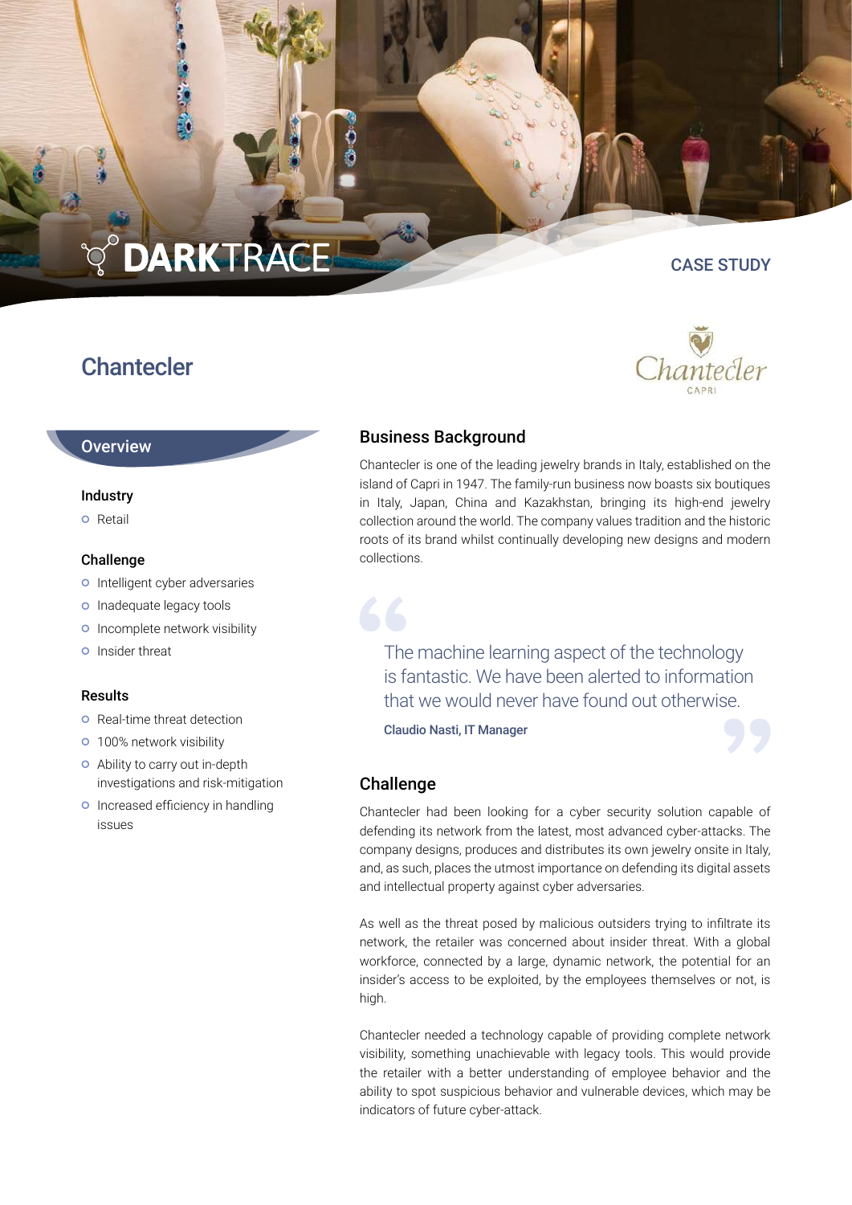DARKTRACE

CASE STUDY

# Chantecler

## Overview

### Industry

- Retail

### Challenge

- Intelligent cyber adversaries
- Inadequate legacy tools
- Incomplete network visibility
- Insider threat

### Results

- Real-time threat detection
- 100% network visibility
- Ability to carry out in-depth investigations and risk-mitigation
- Increased efficiency in handling issues

## Business Background

Chantecler is one of the leading jewelry brands in Italy, established on the island of Capri in 1947. The family-run business now boasts six boutiques in Italy, Japan, China and Kazakhstan, bringing its high-end jewelry collection around the world. The company values tradition and the historic roots of its brand whilst continually developing new designs and modern collections.

> The machine learning aspect of the technology is fantastic. We have been alerted to information that we would never have found out otherwise.
>
> **Claudio Nasti, IT Manager**

## Challenge

Chantecler had been looking for a cyber security solution capable of defending its network from the latest, most advanced cyber-attacks. The company designs, produces and distributes its own jewelry onsite in Italy, and, as such, places the utmost importance on defending its digital assets and intellectual property against cyber adversaries.

As well as the threat posed by malicious outsiders trying to infiltrate its network, the retailer was concerned about insider threat. With a global workforce, connected by a large, dynamic network, the potential for an insider's access to be exploited, by the employees themselves or not, is high.

Chantecler needed a technology capable of providing complete network visibility, something unachievable with legacy tools. This would provide the retailer with a better understanding of employee behavior and the ability to spot suspicious behavior and vulnerable devices, which may be indicators of future cyber-attack.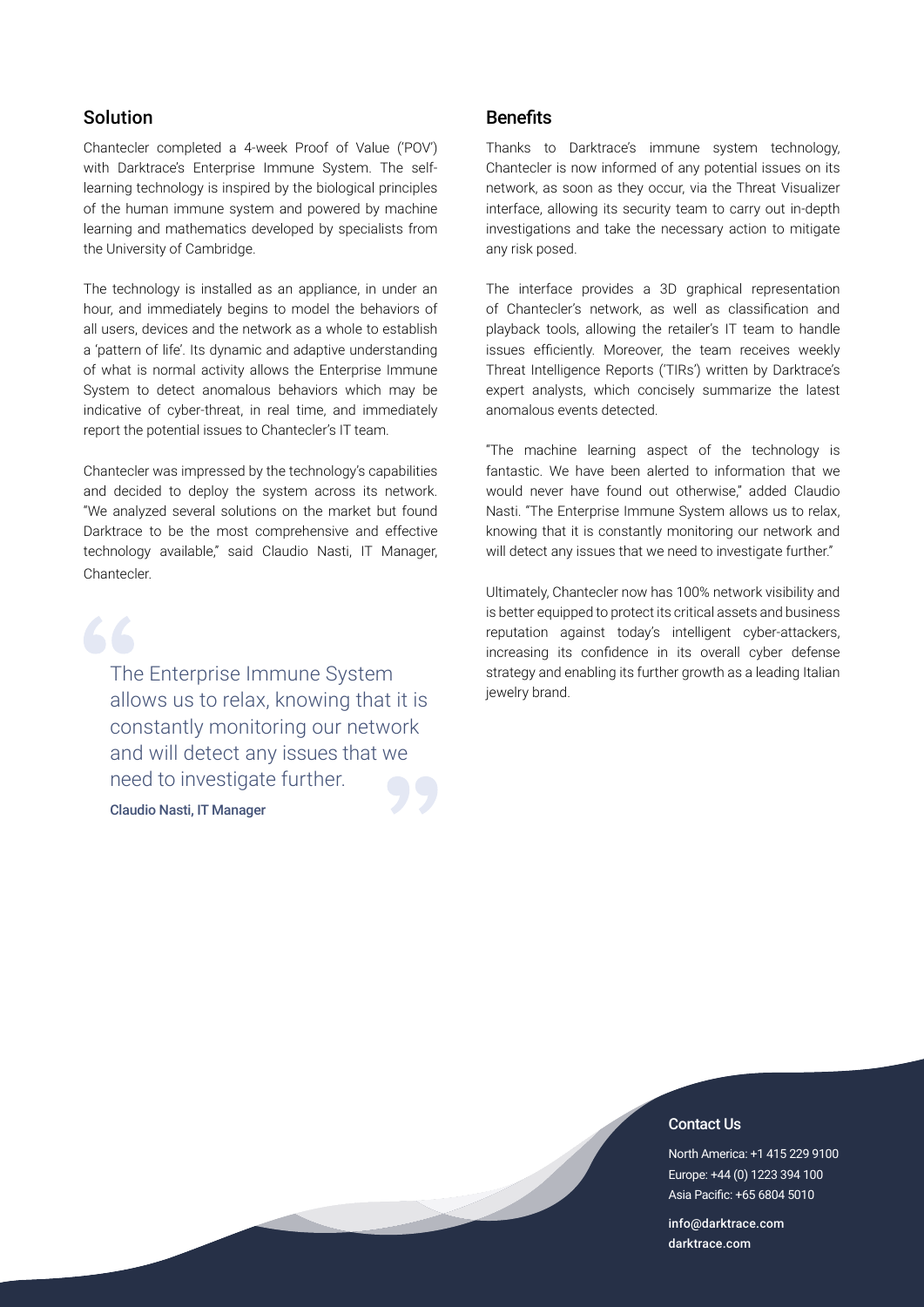## Solution

Chantecler completed a 4-week Proof of Value ('POV') with Darktrace's Enterprise Immune System. The self-learning technology is inspired by the biological principles of the human immune system and powered by machine learning and mathematics developed by specialists from the University of Cambridge.

The technology is installed as an appliance, in under an hour, and immediately begins to model the behaviors of all users, devices and the network as a whole to establish a 'pattern of life'. Its dynamic and adaptive understanding of what is normal activity allows the Enterprise Immune System to detect anomalous behaviors which may be indicative of cyber-threat, in real time, and immediately report the potential issues to Chantecler's IT team.

Chantecler was impressed by the technology's capabilities and decided to deploy the system across its network. "We analyzed several solutions on the market but found Darktrace to be the most comprehensive and effective technology available," said Claudio Nasti, IT Manager, Chantecler.

> The Enterprise Immune System allows us to relax, knowing that it is constantly monitoring our network and will detect any issues that we need to investigate further.
>
> **Claudio Nasti, IT Manager**

## Benefits

Thanks to Darktrace's immune system technology, Chantecler is now informed of any potential issues on its network, as soon as they occur, via the Threat Visualizer interface, allowing its security team to carry out in-depth investigations and take the necessary action to mitigate any risk posed.

The interface provides a 3D graphical representation of Chantecler's network, as well as classification and playback tools, allowing the retailer's IT team to handle issues efficiently. Moreover, the team receives weekly Threat Intelligence Reports ('TIRs') written by Darktrace's expert analysts, which concisely summarize the latest anomalous events detected.

"The machine learning aspect of the technology is fantastic. We have been alerted to information that we would never have found out otherwise," added Claudio Nasti. "The Enterprise Immune System allows us to relax, knowing that it is constantly monitoring our network and will detect any issues that we need to investigate further."

Ultimately, Chantecler now has 100% network visibility and is better equipped to protect its critical assets and business reputation against today's intelligent cyber-attackers, increasing its confidence in its overall cyber defense strategy and enabling its further growth as a leading Italian jewelry brand.

### Contact Us

North America: +1 415 229 9100
Europe: +44 (0) 1223 394 100
Asia Pacific: +65 6804 5010

info@darktrace.com
darktrace.com